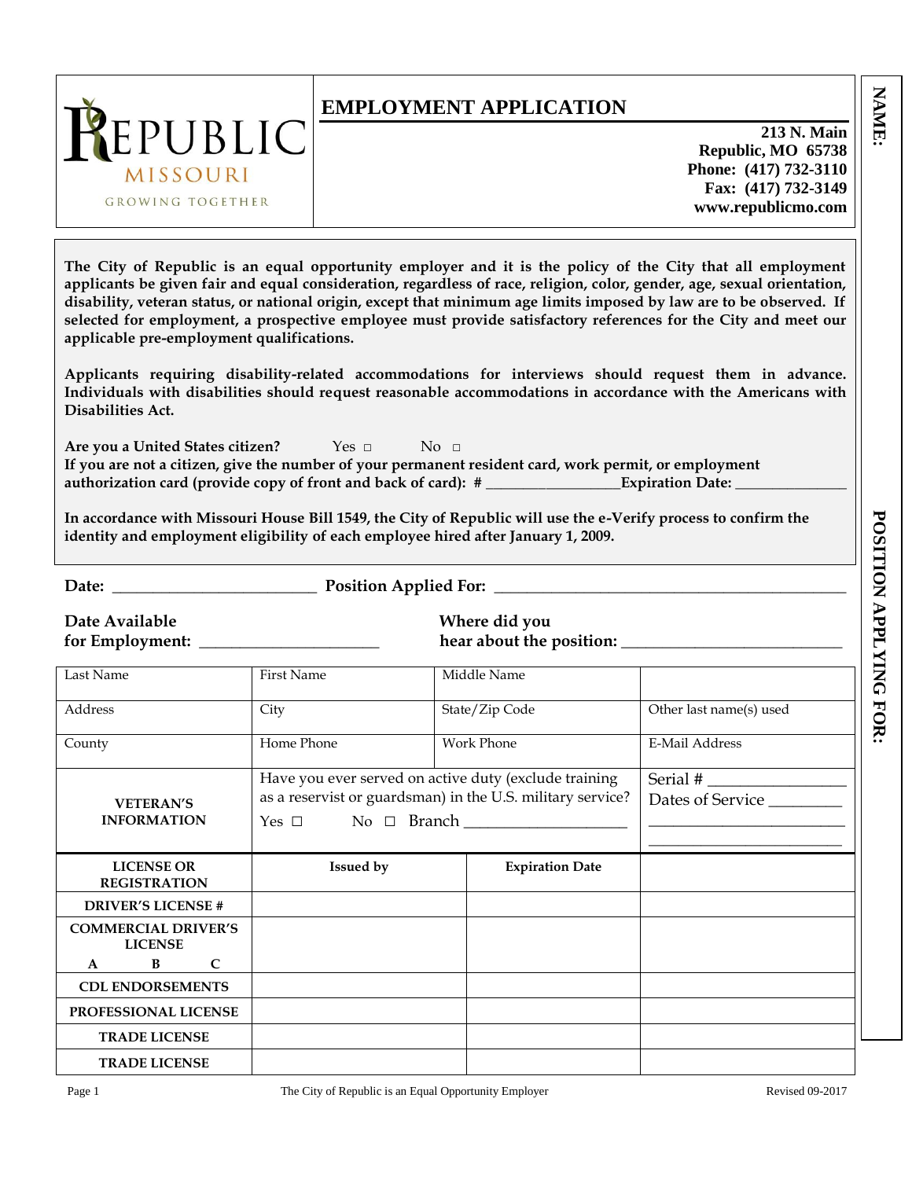REPUBLIC MISSOURI GROWING TOGETHER

# EMPLOYMENT APPLICATION

**213 N. Main**
**Republic, MO 65738**
**Phone: (417) 732-3110**
**Fax: (417) 732-3149**
**www.republicmo.com**

**NAME:**

**POSITION APPLYING FOR:**

**The City of Republic is an equal opportunity employer and it is the policy of the City that all employment applicants be given fair and equal consideration, regardless of race, religion, color, gender, age, sexual orientation, disability, veteran status, or national origin, except that minimum age limits imposed by law are to be observed. If selected for employment, a prospective employee must provide satisfactory references for the City and meet our applicable pre-employment qualifications.**

**Applicants requiring disability-related accommodations for interviews should request them in advance. Individuals with disabilities should request reasonable accommodations in accordance with the Americans with Disabilities Act.**

**Are you a United States citizen?** Yes ☐ No ☐

**If you are not a citizen, give the number of your permanent resident card, work permit, or employment authorization card (provide copy of front and back of card): # \_\_\_\_\_\_\_\_\_\_\_\_\_\_\_\_\_\_ Expiration Date: \_\_\_\_\_\_\_\_\_\_\_\_\_\_\_**

**In accordance with Missouri House Bill 1549, the City of Republic will use the e-Verify process to confirm the identity and employment eligibility of each employee hired after January 1, 2009.**

**Date:** \_\_\_\_\_\_\_\_\_\_\_\_\_\_\_\_\_\_\_\_\_\_\_\_\_ **Position Applied For:** \_\_\_\_\_\_\_\_\_\_\_\_\_\_\_\_\_\_\_\_\_\_\_\_\_\_\_\_\_\_\_\_\_\_\_\_\_\_\_\_\_\_\_

**Date Available for Employment:** \_\_\_\_\_\_\_\_\_\_\_\_\_\_\_\_\_\_\_\_\_\_ **Where did you hear about the position:** \_\_\_\_\_\_\_\_\_\_\_\_\_\_\_\_\_\_\_\_\_\_\_\_\_\_\_

| Last Name | First Name | Middle Name | |
|---|---|---|---|
| Address | City | State/Zip Code | Other last name(s) used |
| County | Home Phone | Work Phone | E-Mail Address |
| **VETERAN'S INFORMATION** | Have you ever served on active duty (exclude training as a reservist or guardsman) in the U.S. military service? Yes ☐ No ☐ Branch \_\_\_\_\_\_\_\_\_\_\_\_\_\_\_\_\_\_\_\_ | | Serial # \_\_\_\_\_\_\_\_\_\_\_\_\_\_\_\_ Dates of Service \_\_\_\_\_\_\_\_\_ |

| **LICENSE OR REGISTRATION** | **Issued by** | **Expiration Date** | |
|---|---|---|---|
| **DRIVER'S LICENSE #** | | | |
| **COMMERCIAL DRIVER'S LICENSE** A B C | | | |
| **CDL ENDORSEMENTS** | | | |
| **PROFESSIONAL LICENSE** | | | |
| **TRADE LICENSE** | | | |
| **TRADE LICENSE** | | | |

The City of Republic is an Equal Opportunity Employer

Revised 09-2017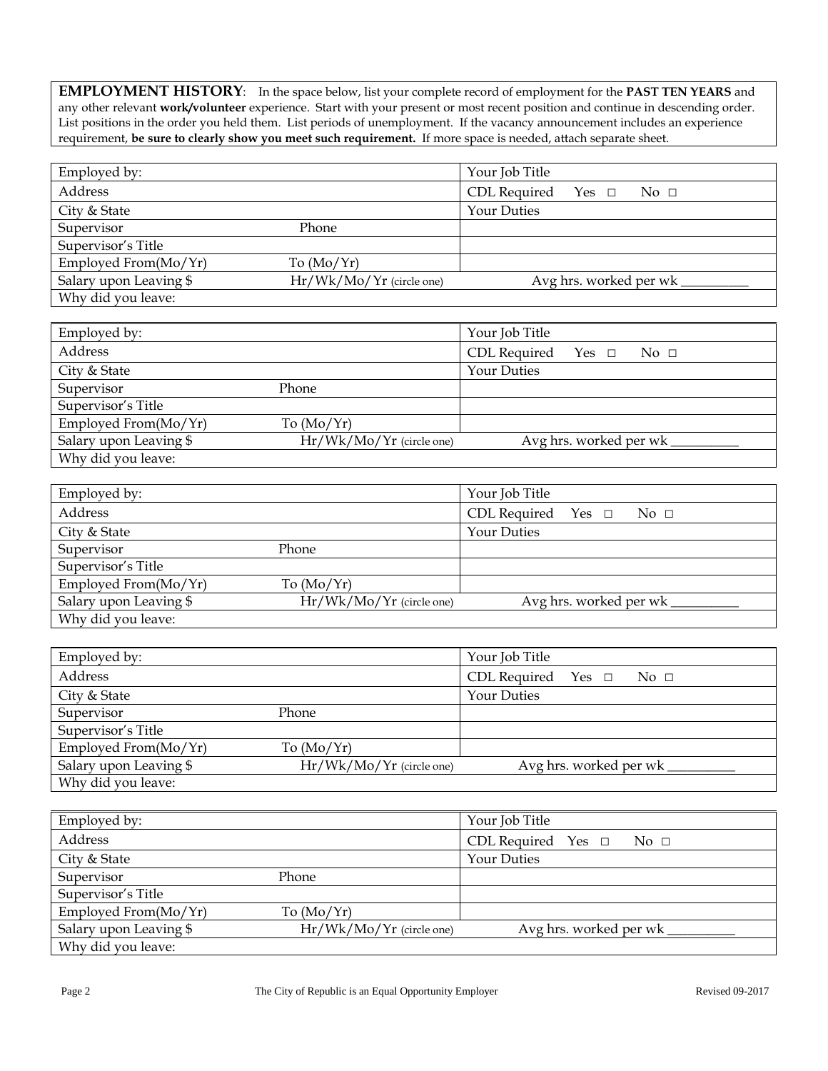**EMPLOYMENT HISTORY**: In the space below, list your complete record of employment for the **PAST TEN YEARS** and any other relevant **work/volunteer** experience. Start with your present or most recent position and continue in descending order. List positions in the order you held them. List periods of unemployment. If the vacancy announcement includes an experience requirement, **be sure to clearly show you meet such requirement.** If more space is needed, attach separate sheet.

| Employed by: | | Your Job Title |
|---|---|---|
| Address | | CDL Required Yes □ No □ |
| City & State | | Your Duties |
| Supervisor | Phone | |
| Supervisor's Title | | |
| Employed From(Mo/Yr) | To (Mo/Yr) | |
| Salary upon Leaving $ | Hr/Wk/Mo/Yr (circle one) | Avg hrs. worked per wk ________ |
| Why did you leave: | | |

| Employed by: | | Your Job Title |
|---|---|---|
| Address | | CDL Required Yes □ No □ |
| City & State | | Your Duties |
| Supervisor | Phone | |
| Supervisor's Title | | |
| Employed From(Mo/Yr) | To (Mo/Yr) | |
| Salary upon Leaving $ | Hr/Wk/Mo/Yr (circle one) | Avg hrs. worked per wk ________ |
| Why did you leave: | | |

| Employed by: | | Your Job Title |
|---|---|---|
| Address | | CDL Required Yes □ No □ |
| City & State | | Your Duties |
| Supervisor | Phone | |
| Supervisor's Title | | |
| Employed From(Mo/Yr) | To (Mo/Yr) | |
| Salary upon Leaving $ | Hr/Wk/Mo/Yr (circle one) | Avg hrs. worked per wk ________ |
| Why did you leave: | | |

| Employed by: | | Your Job Title |
|---|---|---|
| Address | | CDL Required Yes □ No □ |
| City & State | | Your Duties |
| Supervisor | Phone | |
| Supervisor's Title | | |
| Employed From(Mo/Yr) | To (Mo/Yr) | |
| Salary upon Leaving $ | Hr/Wk/Mo/Yr (circle one) | Avg hrs. worked per wk ________ |
| Why did you leave: | | |

| Employed by: | | Your Job Title |
|---|---|---|
| Address | | CDL Required Yes □ No □ |
| City & State | | Your Duties |
| Supervisor | Phone | |
| Supervisor's Title | | |
| Employed From(Mo/Yr) | To (Mo/Yr) | |
| Salary upon Leaving $ | Hr/Wk/Mo/Yr (circle one) | Avg hrs. worked per wk ________ |
| Why did you leave: | | |

The City of Republic is an Equal Opportunity Employer

Revised 09-2017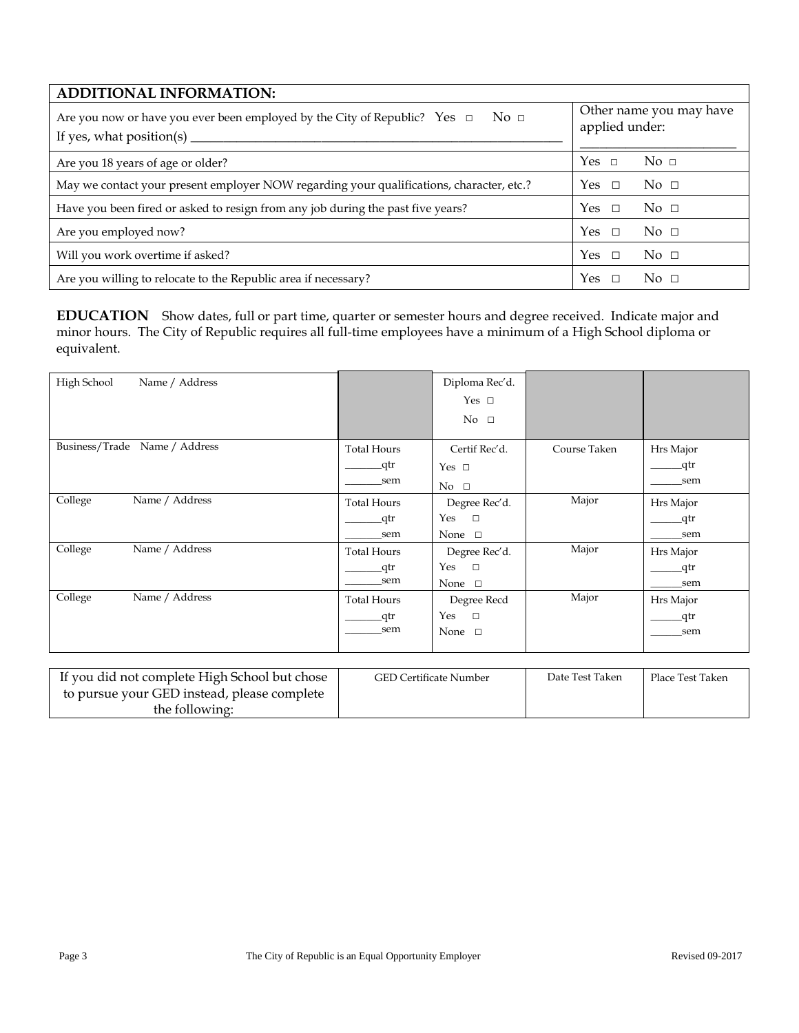| ADDITIONAL INFORMATION: | |
|---|---|
| Are you now or have you ever been employed by the City of Republic? Yes □ No □<br>If yes, what position(s) ______________________________________________ | Other name you may have applied under:<br>______________________ |
| Are you 18 years of age or older? | Yes □ No □ |
| May we contact your present employer NOW regarding your qualifications, character, etc.? | Yes □ No □ |
| Have you been fired or asked to resign from any job during the past five years? | Yes □ No □ |
| Are you employed now? | Yes □ No □ |
| Will you work overtime if asked? | Yes □ No □ |
| Are you willing to relocate to the Republic area if necessary? | Yes □ No □ |

**EDUCATION** Show dates, full or part time, quarter or semester hours and degree received. Indicate major and minor hours. The City of Republic requires all full-time employees have a minimum of a High School diploma or equivalent.

| | | | | |
|---|---|---|---|---|
| High School Name / Address | | Diploma Rec'd.<br>Yes □<br>No □ | | |
| Business/Trade Name / Address | Total Hours<br>______qtr<br>______sem | Certif Rec'd.<br>Yes □<br>No □ | Course Taken | Hrs Major<br>______qtr<br>______sem |
| College Name / Address | Total Hours<br>______qtr<br>______sem | Degree Rec'd.<br>Yes □<br>None □ | Major | Hrs Major<br>______qtr<br>______sem |
| College Name / Address | Total Hours<br>______qtr<br>______sem | Degree Rec'd.<br>Yes □<br>None □ | Major | Hrs Major<br>______qtr<br>______sem |
| College Name / Address | Total Hours<br>______qtr<br>______sem | Degree Recd<br>Yes □<br>None □ | Major | Hrs Major<br>______qtr<br>______sem |

| If you did not complete High School but chose to pursue your GED instead, please complete the following: | GED Certificate Number | Date Test Taken | Place Test Taken |
|---|---|---|---|

The City of Republic is an Equal Opportunity Employer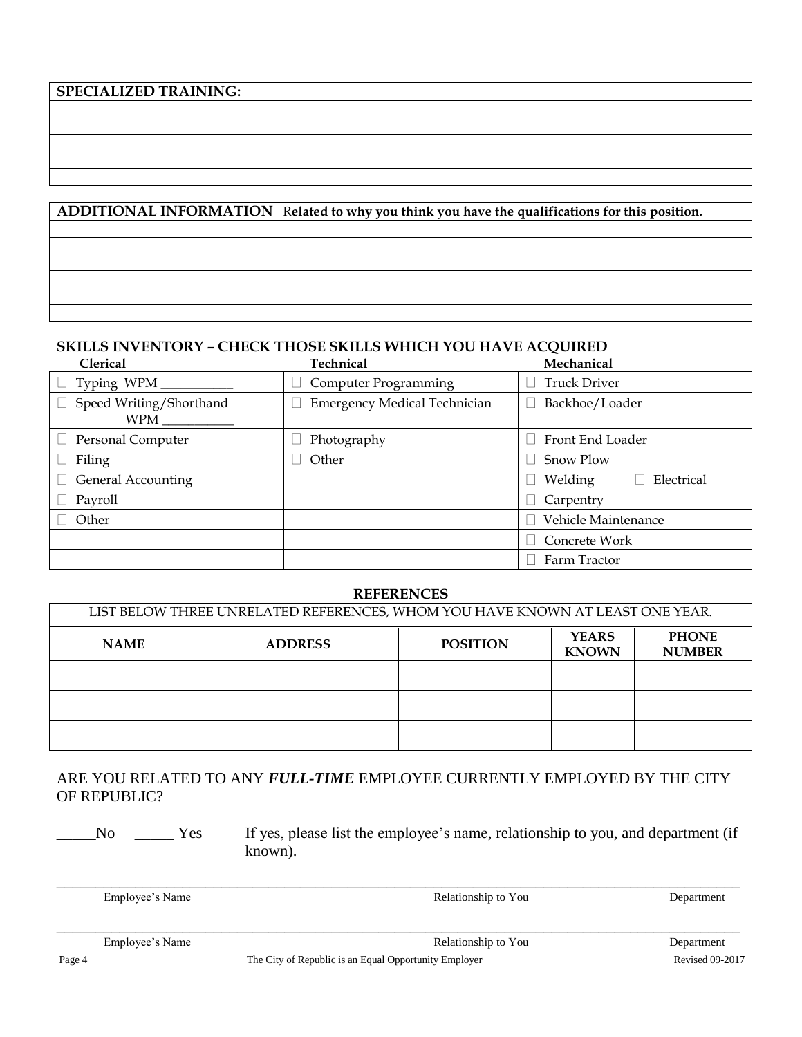| SPECIALIZED TRAINING: |
| --- |
| |
| |
| |
| |
| |

| **ADDITIONAL INFORMATION** Related to why you think you have the qualifications for this position. |
| --- |
| |
| |
| |
| |
| |
| |

## SKILLS INVENTORY – CHECK THOSE SKILLS WHICH YOU HAVE ACQUIRED

| Clerical | Technical | Mechanical |
| --- | --- | --- |
| ☐ Typing WPM ___________ | ☐ Computer Programming | ☐ Truck Driver |
| ☐ Speed Writing/Shorthand WPM ___________ | ☐ Emergency Medical Technician | ☐ Backhoe/Loader |
| ☐ Personal Computer | ☐ Photography | ☐ Front End Loader |
| ☐ Filing | ☐ Other | ☐ Snow Plow |
| ☐ General Accounting | | ☐ Welding ☐ Electrical |
| ☐ Payroll | | ☐ Carpentry |
| ☐ Other | | ☐ Vehicle Maintenance |
| | | ☐ Concrete Work |
| | | ☐ Farm Tractor |

## REFERENCES

LIST BELOW THREE UNRELATED REFERENCES, WHOM YOU HAVE KNOWN AT LEAST ONE YEAR.

| NAME | ADDRESS | POSITION | YEARS KNOWN | PHONE NUMBER |
| --- | --- | --- | --- | --- |
| | | | | |
| | | | | |
| | | | | |

ARE YOU RELATED TO ANY ***FULL-TIME*** EMPLOYEE CURRENTLY EMPLOYED BY THE CITY OF REPUBLIC?

_____No _____ Yes If yes, please list the employee's name, relationship to you, and department (if known).

______________________________________________________________________________

Employee's Name Relationship to You Department

______________________________________________________________________________

Employee's Name Relationship to You Department

The City of Republic is an Equal Opportunity Employer

Revised 09-2017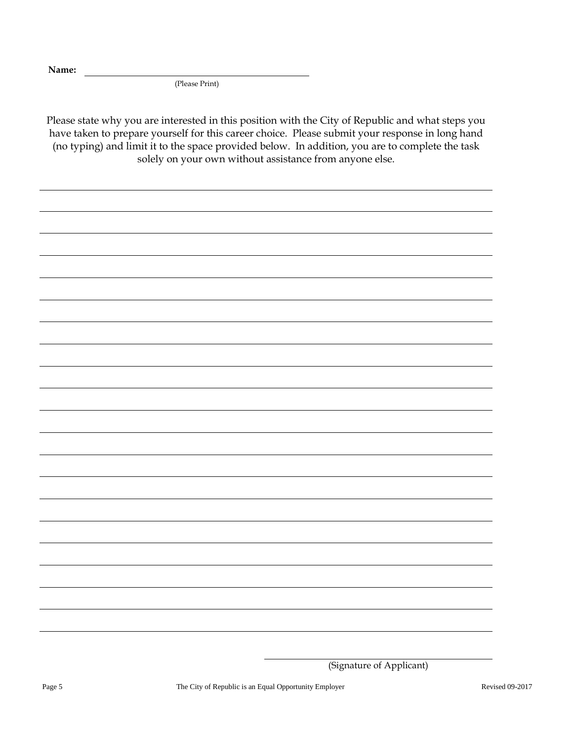**Name:** ______________________________________________
(Please Print)

Please state why you are interested in this position with the City of Republic and what steps you have taken to prepare yourself for this career choice. Please submit your response in long hand (no typing) and limit it to the space provided below. In addition, you are to complete the task solely on your own without assistance from anyone else.

______________________________________________________________________________

______________________________________________________________________________

______________________________________________________________________________

______________________________________________________________________________

______________________________________________________________________________

______________________________________________________________________________

______________________________________________________________________________

______________________________________________________________________________

______________________________________________________________________________

______________________________________________________________________________

______________________________________________________________________________

______________________________________________________________________________

______________________________________________________________________________

______________________________________________________________________________

______________________________________________________________________________

______________________________________________________________________________

______________________________________________________________________________

______________________________________________________________________________

______________________________________________________________________________

______________________________________________________________________________

______________________________________________
(Signature of Applicant)

The City of Republic is an Equal Opportunity Employer

Revised 09-2017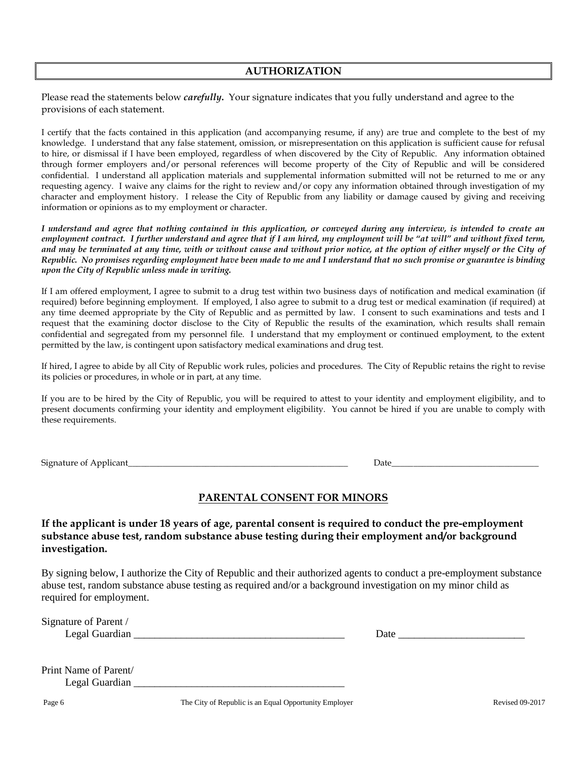## AUTHORIZATION

Please read the statements below ***carefully***. Your signature indicates that you fully understand and agree to the provisions of each statement.

I certify that the facts contained in this application (and accompanying resume, if any) are true and complete to the best of my knowledge. I understand that any false statement, omission, or misrepresentation on this application is sufficient cause for refusal to hire, or dismissal if I have been employed, regardless of when discovered by the City of Republic. Any information obtained through former employers and/or personal references will become property of the City of Republic and will be considered confidential. I understand all application materials and supplemental information submitted will not be returned to me or any requesting agency. I waive any claims for the right to review and/or copy any information obtained through investigation of my character and employment history. I release the City of Republic from any liability or damage caused by giving and receiving information or opinions as to my employment or character.

***I understand and agree that nothing contained in this application, or conveyed during any interview, is intended to create an employment contract. I further understand and agree that if I am hired, my employment will be "at will" and without fixed term, and may be terminated at any time, with or without cause and without prior notice, at the option of either myself or the City of Republic. No promises regarding employment have been made to me and I understand that no such promise or guarantee is binding upon the City of Republic unless made in writing.***

If I am offered employment, I agree to submit to a drug test within two business days of notification and medical examination (if required) before beginning employment. If employed, I also agree to submit to a drug test or medical examination (if required) at any time deemed appropriate by the City of Republic and as permitted by law. I consent to such examinations and tests and I request that the examining doctor disclose to the City of Republic the results of the examination, which results shall remain confidential and segregated from my personnel file. I understand that my employment or continued employment, to the extent permitted by the law, is contingent upon satisfactory medical examinations and drug test.

If hired, I agree to abide by all City of Republic work rules, policies and procedures. The City of Republic retains the right to revise its policies or procedures, in whole or in part, at any time.

If you are to be hired by the City of Republic, you will be required to attest to your identity and employment eligibility, and to present documents confirming your identity and employment eligibility. You cannot be hired if you are unable to comply with these requirements.

Signature of Applicant_____________________________________________________ Date_________________________________

## PARENTAL CONSENT FOR MINORS

**If the applicant is under 18 years of age, parental consent is required to conduct the pre-employment substance abuse test, random substance abuse testing during their employment and/or background investigation.**

By signing below, I authorize the City of Republic and their authorized agents to conduct a pre-employment substance abuse test, random substance abuse testing as required and/or a background investigation on my minor child as required for employment.

Signature of Parent /
Legal Guardian __________________________________________ Date _________________________

Print Name of Parent/
Legal Guardian __________________________________________

The City of Republic is an Equal Opportunity Employer

Revised 09-2017